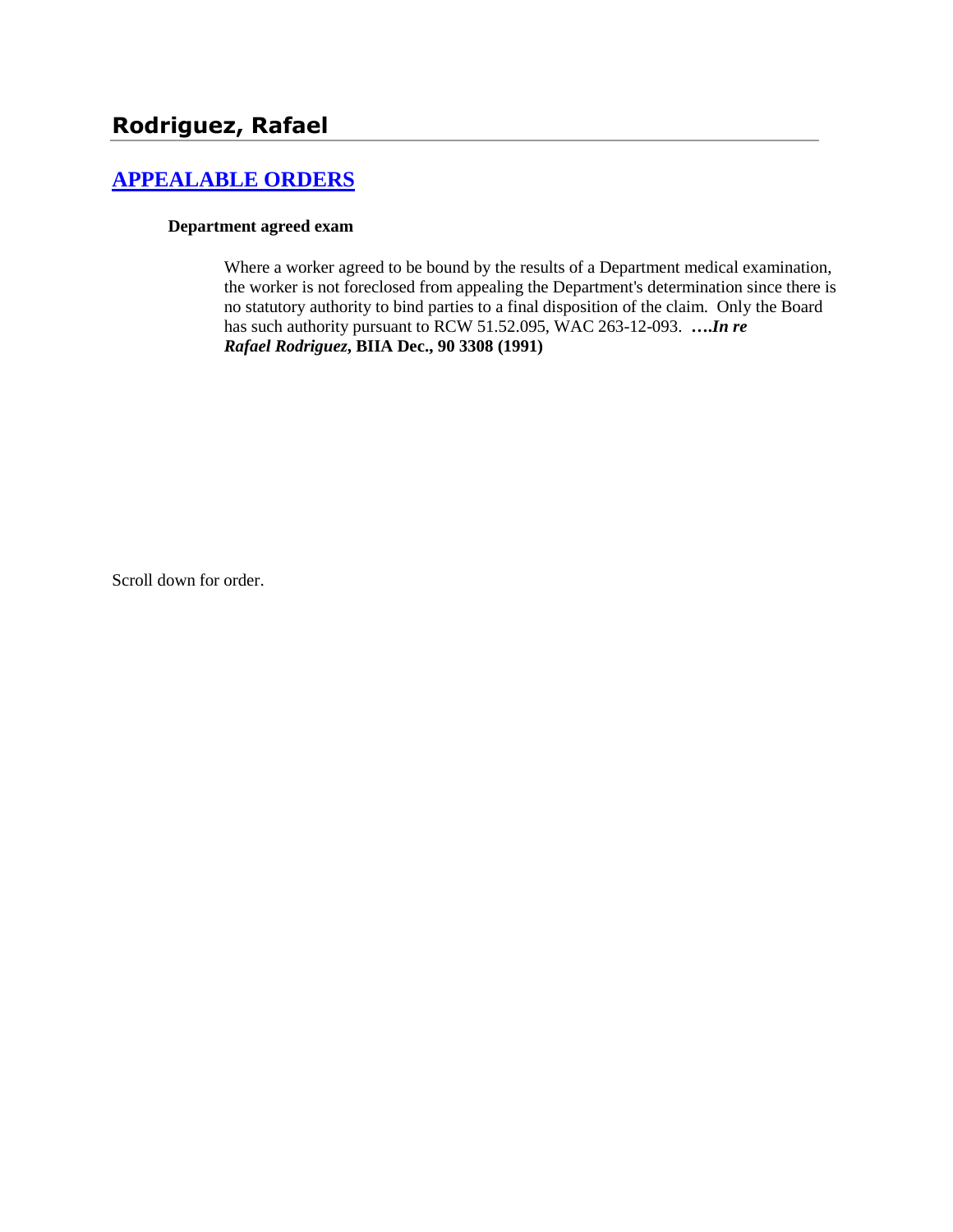## Rodriguez, Rafael

## [APPEALABLE ORDERS]

**Department agreed exam**

Where a worker agreed to be bound by the results of a Department medical examination, the worker is not foreclosed from appealing the Department's determination since there is no statutory authority to bind parties to a final disposition of the claim. Only the Board has such authority pursuant to RCW 51.52.095, WAC 263-12-093. ***….In re Rafael Rodriguez*, BIIA Dec., 90 3308 (1991)**

Scroll down for order.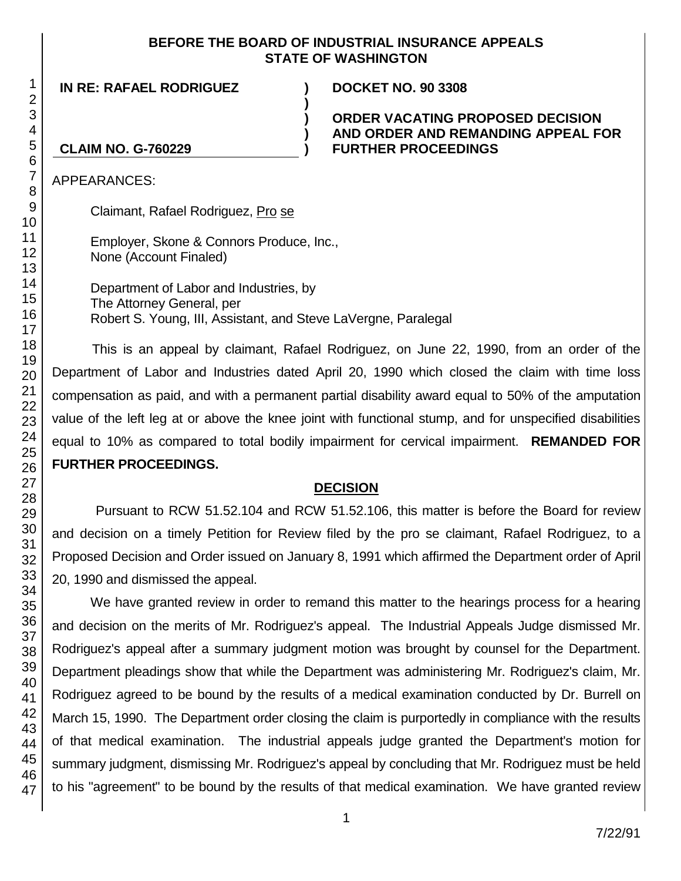**BEFORE THE BOARD OF INDUSTRIAL INSURANCE APPEALS**
**STATE OF WASHINGTON**

| | | |
|---|---|---|
| **IN RE: RAFAEL RODRIGUEZ** | **)** | **DOCKET NO. 90 3308** |
| | **)** | |
| | **)** | **ORDER VACATING PROPOSED DECISION** |
| | **)** | **AND ORDER AND REMANDING APPEAL FOR** |
| **CLAIM NO. G-760229** | **)** | **FURTHER PROCEEDINGS** |

APPEARANCES:

Claimant, Rafael Rodriguez, Pro se

Employer, Skone & Connors Produce, Inc.,
None (Account Finaled)

Department of Labor and Industries, by
The Attorney General, per
Robert S. Young, III, Assistant, and Steve LaVergne, Paralegal

This is an appeal by claimant, Rafael Rodriguez, on June 22, 1990, from an order of the Department of Labor and Industries dated April 20, 1990 which closed the claim with time loss compensation as paid, and with a permanent partial disability award equal to 50% of the amputation value of the left leg at or above the knee joint with functional stump, and for unspecified disabilities equal to 10% as compared to total bodily impairment for cervical impairment. **REMANDED FOR FURTHER PROCEEDINGS.**

## DECISION

Pursuant to RCW 51.52.104 and RCW 51.52.106, this matter is before the Board for review and decision on a timely Petition for Review filed by the pro se claimant, Rafael Rodriguez, to a Proposed Decision and Order issued on January 8, 1991 which affirmed the Department order of April 20, 1990 and dismissed the appeal.

We have granted review in order to remand this matter to the hearings process for a hearing and decision on the merits of Mr. Rodriguez's appeal. The Industrial Appeals Judge dismissed Mr. Rodriguez's appeal after a summary judgment motion was brought by counsel for the Department. Department pleadings show that while the Department was administering Mr. Rodriguez's claim, Mr. Rodriguez agreed to be bound by the results of a medical examination conducted by Dr. Burrell on March 15, 1990. The Department order closing the claim is purportedly in compliance with the results of that medical examination. The industrial appeals judge granted the Department's motion for summary judgment, dismissing Mr. Rodriguez's appeal by concluding that Mr. Rodriguez must be held to his "agreement" to be bound by the results of that medical examination. We have granted review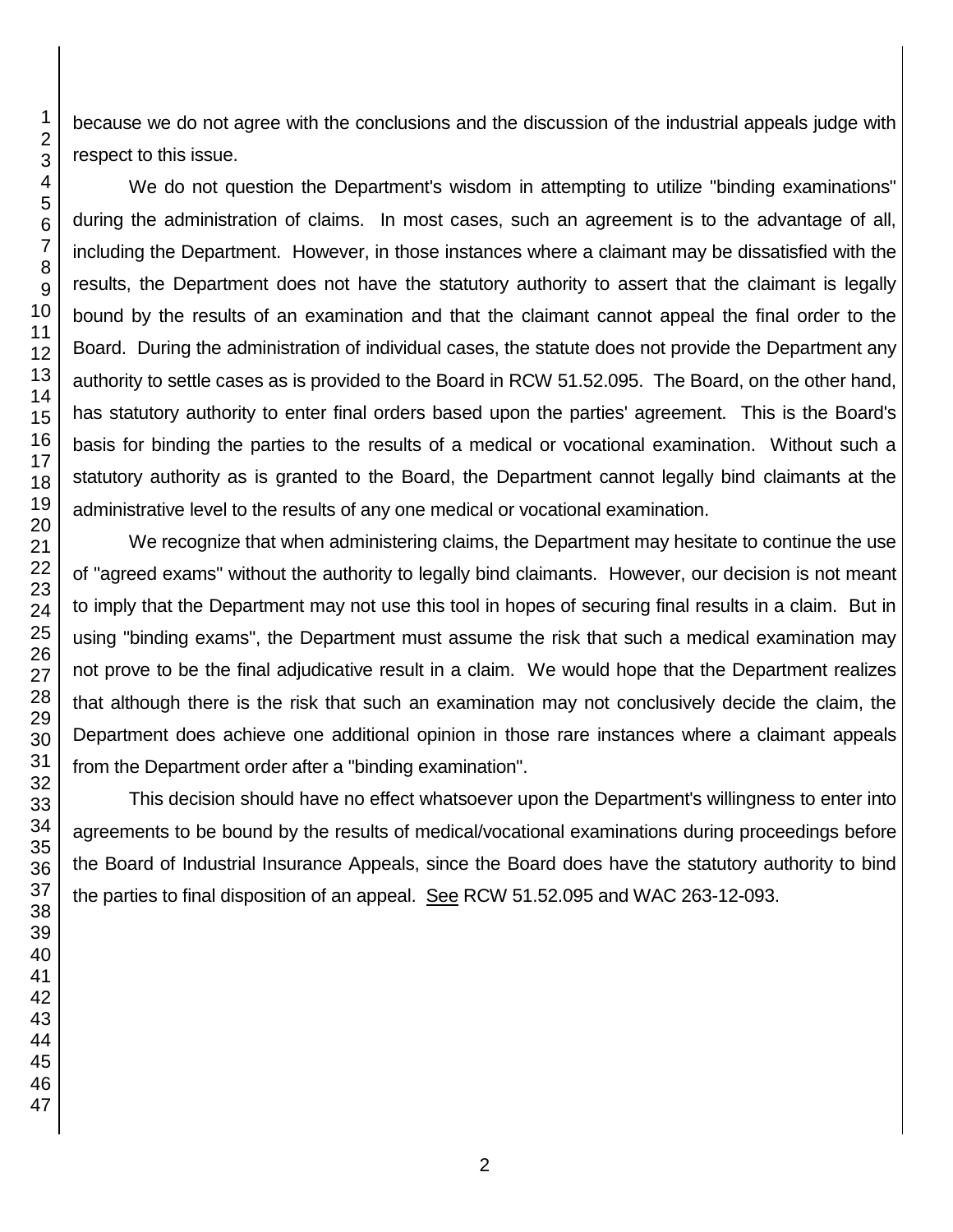because we do not agree with the conclusions and the discussion of the industrial appeals judge with respect to this issue.

We do not question the Department's wisdom in attempting to utilize "binding examinations" during the administration of claims. In most cases, such an agreement is to the advantage of all, including the Department. However, in those instances where a claimant may be dissatisfied with the results, the Department does not have the statutory authority to assert that the claimant is legally bound by the results of an examination and that the claimant cannot appeal the final order to the Board. During the administration of individual cases, the statute does not provide the Department any authority to settle cases as is provided to the Board in RCW 51.52.095. The Board, on the other hand, has statutory authority to enter final orders based upon the parties' agreement. This is the Board's basis for binding the parties to the results of a medical or vocational examination. Without such a statutory authority as is granted to the Board, the Department cannot legally bind claimants at the administrative level to the results of any one medical or vocational examination.

We recognize that when administering claims, the Department may hesitate to continue the use of "agreed exams" without the authority to legally bind claimants. However, our decision is not meant to imply that the Department may not use this tool in hopes of securing final results in a claim. But in using "binding exams", the Department must assume the risk that such a medical examination may not prove to be the final adjudicative result in a claim. We would hope that the Department realizes that although there is the risk that such an examination may not conclusively decide the claim, the Department does achieve one additional opinion in those rare instances where a claimant appeals from the Department order after a "binding examination".

This decision should have no effect whatsoever upon the Department's willingness to enter into agreements to be bound by the results of medical/vocational examinations during proceedings before the Board of Industrial Insurance Appeals, since the Board does have the statutory authority to bind the parties to final disposition of an appeal. See RCW 51.52.095 and WAC 263-12-093.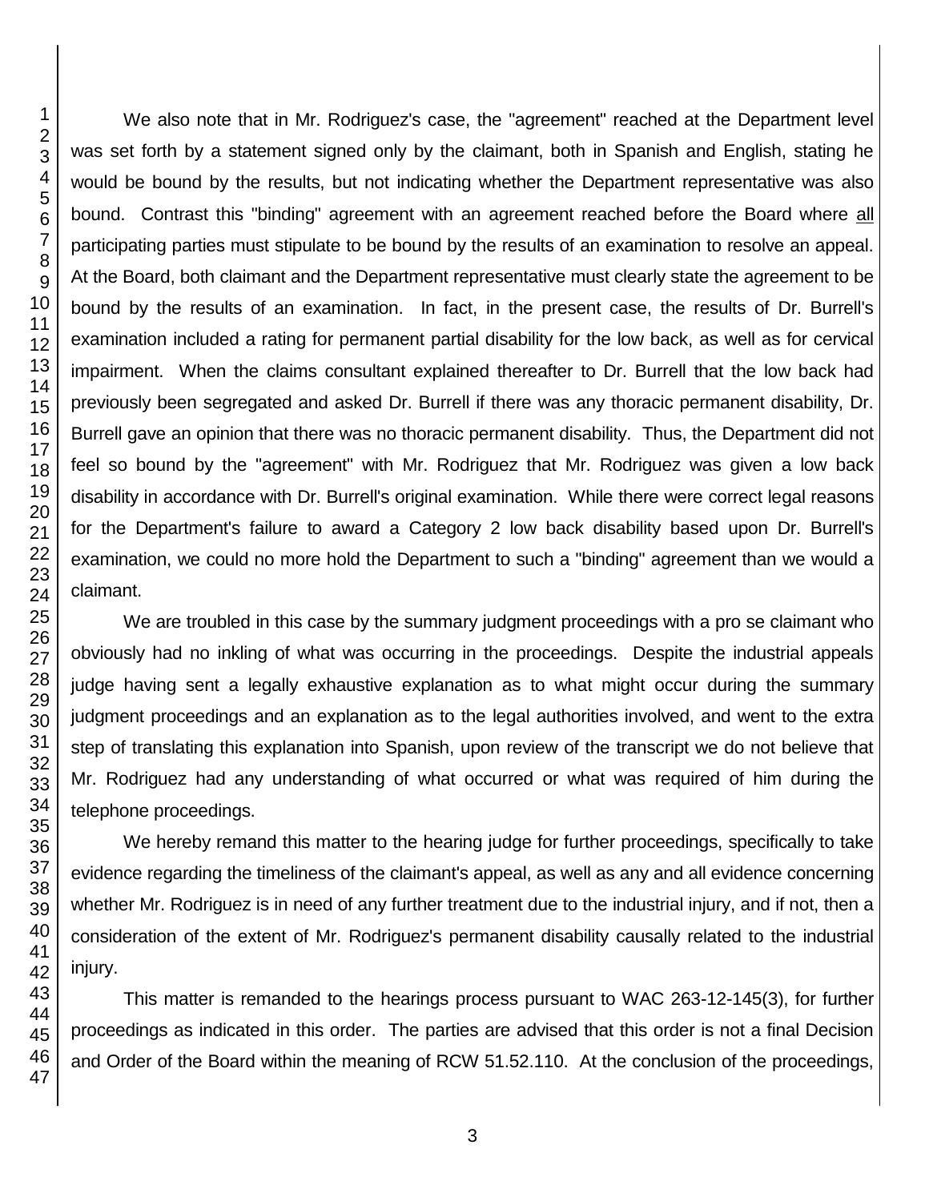We also note that in Mr. Rodriguez's case, the "agreement" reached at the Department level was set forth by a statement signed only by the claimant, both in Spanish and English, stating he would be bound by the results, but not indicating whether the Department representative was also bound. Contrast this "binding" agreement with an agreement reached before the Board where all participating parties must stipulate to be bound by the results of an examination to resolve an appeal. At the Board, both claimant and the Department representative must clearly state the agreement to be bound by the results of an examination. In fact, in the present case, the results of Dr. Burrell's examination included a rating for permanent partial disability for the low back, as well as for cervical impairment. When the claims consultant explained thereafter to Dr. Burrell that the low back had previously been segregated and asked Dr. Burrell if there was any thoracic permanent disability, Dr. Burrell gave an opinion that there was no thoracic permanent disability. Thus, the Department did not feel so bound by the "agreement" with Mr. Rodriguez that Mr. Rodriguez was given a low back disability in accordance with Dr. Burrell's original examination. While there were correct legal reasons for the Department's failure to award a Category 2 low back disability based upon Dr. Burrell's examination, we could no more hold the Department to such a "binding" agreement than we would a claimant.

We are troubled in this case by the summary judgment proceedings with a pro se claimant who obviously had no inkling of what was occurring in the proceedings. Despite the industrial appeals judge having sent a legally exhaustive explanation as to what might occur during the summary judgment proceedings and an explanation as to the legal authorities involved, and went to the extra step of translating this explanation into Spanish, upon review of the transcript we do not believe that Mr. Rodriguez had any understanding of what occurred or what was required of him during the telephone proceedings.

We hereby remand this matter to the hearing judge for further proceedings, specifically to take evidence regarding the timeliness of the claimant's appeal, as well as any and all evidence concerning whether Mr. Rodriguez is in need of any further treatment due to the industrial injury, and if not, then a consideration of the extent of Mr. Rodriguez's permanent disability causally related to the industrial injury.

This matter is remanded to the hearings process pursuant to WAC 263-12-145(3), for further proceedings as indicated in this order. The parties are advised that this order is not a final Decision and Order of the Board within the meaning of RCW 51.52.110. At the conclusion of the proceedings,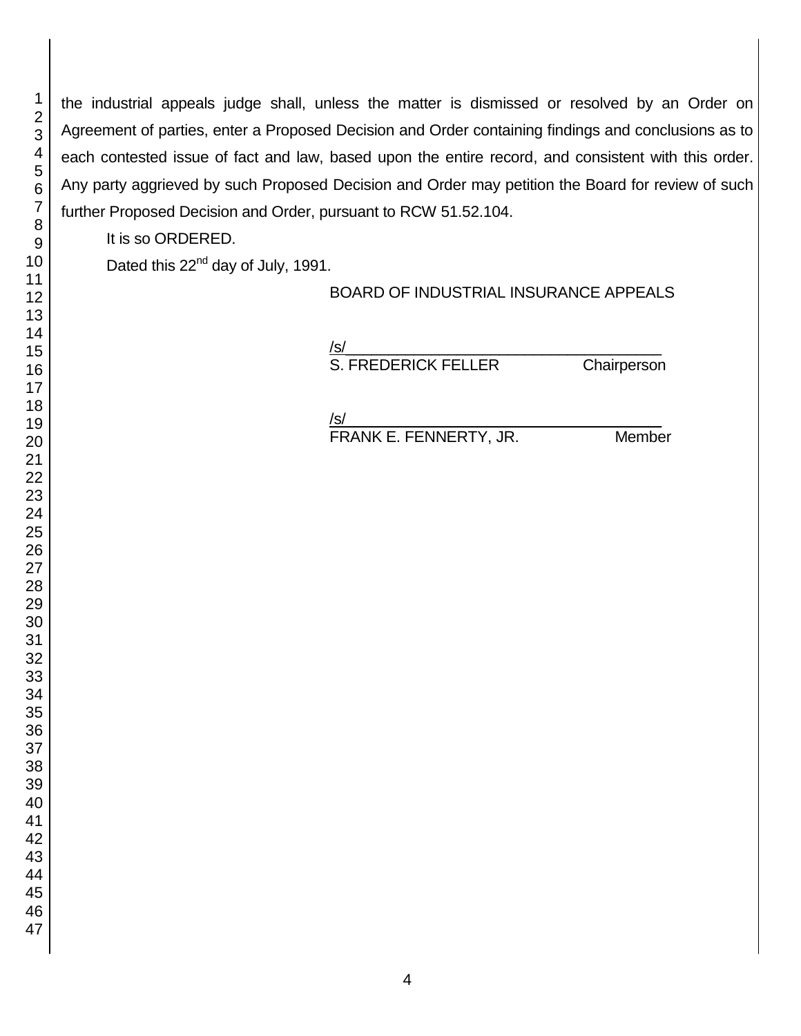the industrial appeals judge shall, unless the matter is dismissed or resolved by an Order on Agreement of parties, enter a Proposed Decision and Order containing findings and conclusions as to each contested issue of fact and law, based upon the entire record, and consistent with this order. Any party aggrieved by such Proposed Decision and Order may petition the Board for review of such further Proposed Decision and Order, pursuant to RCW 51.52.104.

It is so ORDERED.

Dated this 22nd day of July, 1991.

BOARD OF INDUSTRIAL INSURANCE APPEALS

/s/  
S. FREDERICK FELLER Chairperson

/s/  
FRANK E. FENNERTY, JR. Member